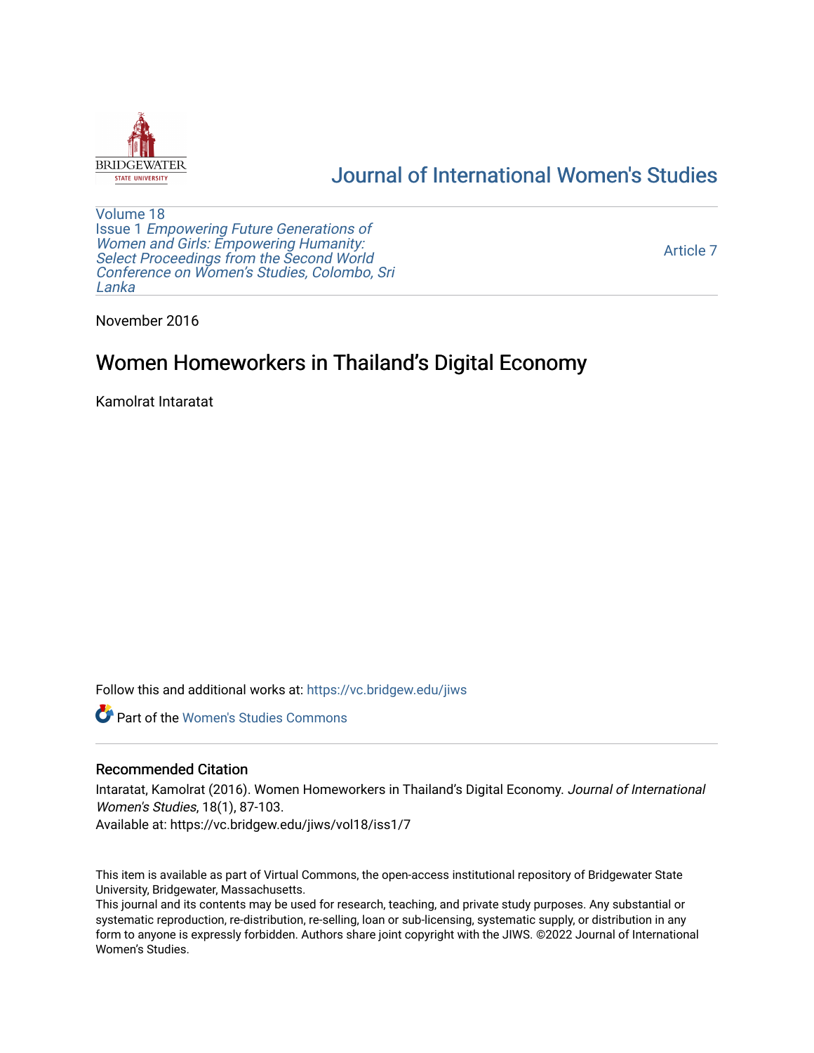# Journal of International Women's Studies

Volume 18
Issue 1 *Empowering Future Generations of Women and Girls: Empowering Humanity: Select Proceedings from the Second World Conference on Women's Studies, Colombo, Sri Lanka*

Article 7

November 2016

## Women Homeworkers in Thailand's Digital Economy

Kamolrat Intaratat

Follow this and additional works at: https://vc.bridgew.edu/jiws

Part of the Women's Studies Commons

### Recommended Citation

Intaratat, Kamolrat (2016). Women Homeworkers in Thailand's Digital Economy. *Journal of International Women's Studies*, 18(1), 87-103.
Available at: https://vc.bridgew.edu/jiws/vol18/iss1/7

This item is available as part of Virtual Commons, the open-access institutional repository of Bridgewater State University, Bridgewater, Massachusetts.
This journal and its contents may be used for research, teaching, and private study purposes. Any substantial or systematic reproduction, re-distribution, re-selling, loan or sub-licensing, systematic supply, or distribution in any form to anyone is expressly forbidden. Authors share joint copyright with the JIWS. ©2022 Journal of International Women's Studies.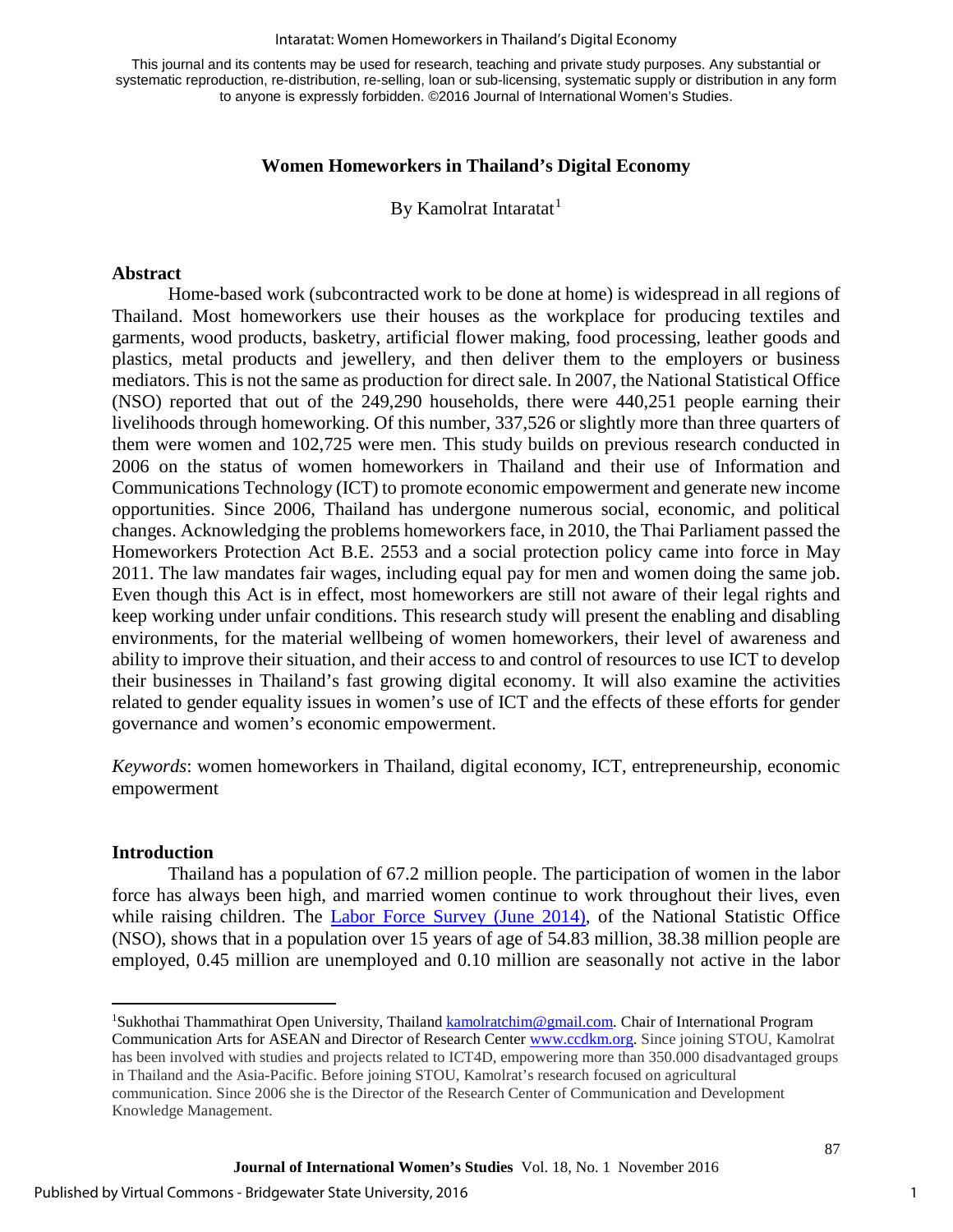This journal and its contents may be used for research, teaching and private study purposes. Any substantial or systematic reproduction, re-distribution, re-selling, loan or sub-licensing, systematic supply or distribution in any form to anyone is expressly forbidden. ©2016 Journal of International Women's Studies.

## Women Homeworkers in Thailand's Digital Economy

By Kamolrat Intaratat[1]

### Abstract

Home-based work (subcontracted work to be done at home) is widespread in all regions of Thailand. Most homeworkers use their houses as the workplace for producing textiles and garments, wood products, basketry, artificial flower making, food processing, leather goods and plastics, metal products and jewellery, and then deliver them to the employers or business mediators. This is not the same as production for direct sale. In 2007, the National Statistical Office (NSO) reported that out of the 249,290 households, there were 440,251 people earning their livelihoods through homeworking. Of this number, 337,526 or slightly more than three quarters of them were women and 102,725 were men. This study builds on previous research conducted in 2006 on the status of women homeworkers in Thailand and their use of Information and Communications Technology (ICT) to promote economic empowerment and generate new income opportunities. Since 2006, Thailand has undergone numerous social, economic, and political changes. Acknowledging the problems homeworkers face, in 2010, the Thai Parliament passed the Homeworkers Protection Act B.E. 2553 and a social protection policy came into force in May 2011. The law mandates fair wages, including equal pay for men and women doing the same job. Even though this Act is in effect, most homeworkers are still not aware of their legal rights and keep working under unfair conditions. This research study will present the enabling and disabling environments, for the material wellbeing of women homeworkers, their level of awareness and ability to improve their situation, and their access to and control of resources to use ICT to develop their businesses in Thailand's fast growing digital economy. It will also examine the activities related to gender equality issues in women's use of ICT and the effects of these efforts for gender governance and women's economic empowerment.

*Keywords*: women homeworkers in Thailand, digital economy, ICT, entrepreneurship, economic empowerment

### Introduction

Thailand has a population of 67.2 million people. The participation of women in the labor force has always been high, and married women continue to work throughout their lives, even while raising children. The [Labor Force Survey (June 2014)](), of the National Statistic Office (NSO), shows that in a population over 15 years of age of 54.83 million, 38.38 million people are employed, 0.45 million are unemployed and 0.10 million are seasonally not active in the labor

---

[1]Sukhothai Thammathirat Open University, Thailand kamolratchim@gmail.com. Chair of International Program Communication Arts for ASEAN and Director of Research Center www.ccdkm.org. Since joining STOU, Kamolrat has been involved with studies and projects related to ICT4D, empowering more than 350.000 disadvantaged groups in Thailand and the Asia-Pacific. Before joining STOU, Kamolrat's research focused on agricultural communication. Since 2006 she is the Director of the Research Center of Communication and Development Knowledge Management.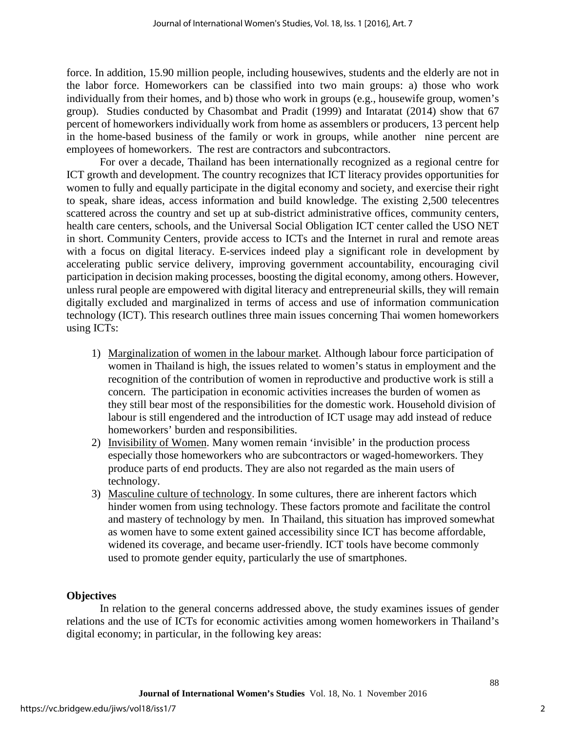force. In addition, 15.90 million people, including housewives, students and the elderly are not in the labor force. Homeworkers can be classified into two main groups: a) those who work individually from their homes, and b) those who work in groups (e.g., housewife group, women's group). Studies conducted by Chasombat and Pradit (1999) and Intaratat (2014) show that 67 percent of homeworkers individually work from home as assemblers or producers, 13 percent help in the home-based business of the family or work in groups, while another nine percent are employees of homeworkers. The rest are contractors and subcontractors.

For over a decade, Thailand has been internationally recognized as a regional centre for ICT growth and development. The country recognizes that ICT literacy provides opportunities for women to fully and equally participate in the digital economy and society, and exercise their right to speak, share ideas, access information and build knowledge. The existing 2,500 telecentres scattered across the country and set up at sub-district administrative offices, community centers, health care centers, schools, and the Universal Social Obligation ICT center called the USO NET in short. Community Centers, provide access to ICTs and the Internet in rural and remote areas with a focus on digital literacy. E-services indeed play a significant role in development by accelerating public service delivery, improving government accountability, encouraging civil participation in decision making processes, boosting the digital economy, among others. However, unless rural people are empowered with digital literacy and entrepreneurial skills, they will remain digitally excluded and marginalized in terms of access and use of information communication technology (ICT). This research outlines three main issues concerning Thai women homeworkers using ICTs:

1) <u>Marginalization of women in the labour market</u>. Although labour force participation of women in Thailand is high, the issues related to women's status in employment and the recognition of the contribution of women in reproductive and productive work is still a concern. The participation in economic activities increases the burden of women as they still bear most of the responsibilities for the domestic work. Household division of labour is still engendered and the introduction of ICT usage may add instead of reduce homeworkers' burden and responsibilities.
2) <u>Invisibility of Women</u>. Many women remain 'invisible' in the production process especially those homeworkers who are subcontractors or waged-homeworkers. They produce parts of end products. They are also not regarded as the main users of technology.
3) <u>Masculine culture of technology</u>. In some cultures, there are inherent factors which hinder women from using technology. These factors promote and facilitate the control and mastery of technology by men. In Thailand, this situation has improved somewhat as women have to some extent gained accessibility since ICT has become affordable, widened its coverage, and became user-friendly. ICT tools have become commonly used to promote gender equity, particularly the use of smartphones.

**Objectives**

In relation to the general concerns addressed above, the study examines issues of gender relations and the use of ICTs for economic activities among women homeworkers in Thailand's digital economy; in particular, in the following key areas: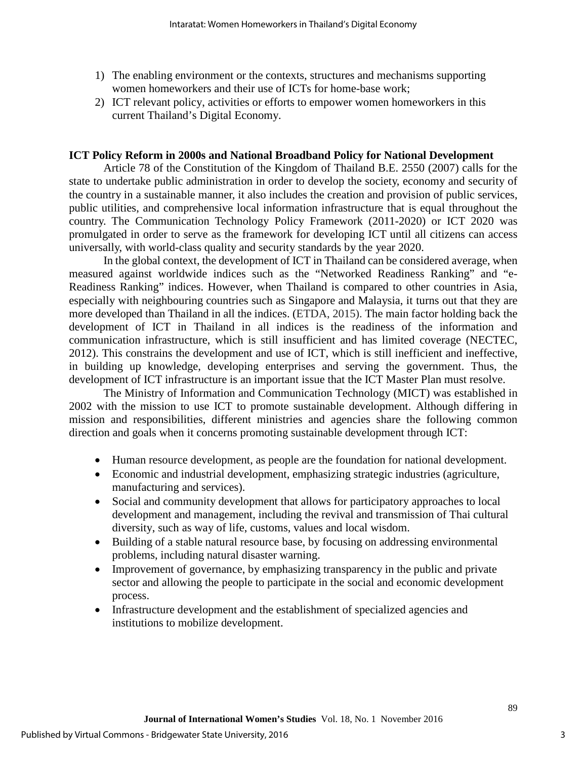1) The enabling environment or the contexts, structures and mechanisms supporting women homeworkers and their use of ICTs for home-base work;
2) ICT relevant policy, activities or efforts to empower women homeworkers in this current Thailand's Digital Economy.

**ICT Policy Reform in 2000s and National Broadband Policy for National Development**

Article 78 of the Constitution of the Kingdom of Thailand B.E. 2550 (2007) calls for the state to undertake public administration in order to develop the society, economy and security of the country in a sustainable manner, it also includes the creation and provision of public services, public utilities, and comprehensive local information infrastructure that is equal throughout the country. The Communication Technology Policy Framework (2011-2020) or ICT 2020 was promulgated in order to serve as the framework for developing ICT until all citizens can access universally, with world-class quality and security standards by the year 2020.

In the global context, the development of ICT in Thailand can be considered average, when measured against worldwide indices such as the "Networked Readiness Ranking" and "e-Readiness Ranking" indices. However, when Thailand is compared to other countries in Asia, especially with neighbouring countries such as Singapore and Malaysia, it turns out that they are more developed than Thailand in all the indices. (ETDA, 2015). The main factor holding back the development of ICT in Thailand in all indices is the readiness of the information and communication infrastructure, which is still insufficient and has limited coverage (NECTEC, 2012). This constrains the development and use of ICT, which is still inefficient and ineffective, in building up knowledge, developing enterprises and serving the government. Thus, the development of ICT infrastructure is an important issue that the ICT Master Plan must resolve.

The Ministry of Information and Communication Technology (MICT) was established in 2002 with the mission to use ICT to promote sustainable development. Although differing in mission and responsibilities, different ministries and agencies share the following common direction and goals when it concerns promoting sustainable development through ICT:

- Human resource development, as people are the foundation for national development.
- Economic and industrial development, emphasizing strategic industries (agriculture, manufacturing and services).
- Social and community development that allows for participatory approaches to local development and management, including the revival and transmission of Thai cultural diversity, such as way of life, customs, values and local wisdom.
- Building of a stable natural resource base, by focusing on addressing environmental problems, including natural disaster warning.
- Improvement of governance, by emphasizing transparency in the public and private sector and allowing the people to participate in the social and economic development process.
- Infrastructure development and the establishment of specialized agencies and institutions to mobilize development.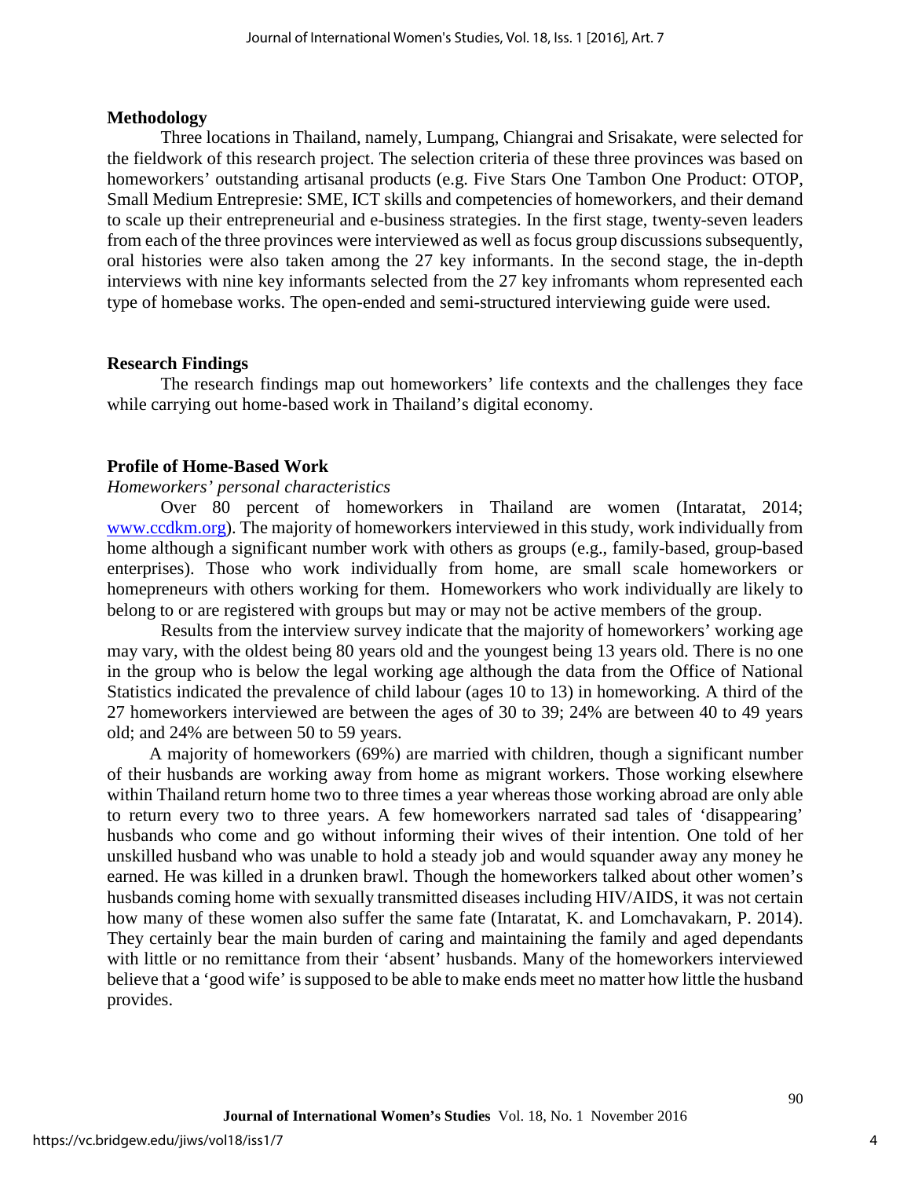## Methodology

Three locations in Thailand, namely, Lumpang, Chiangrai and Srisakate, were selected for the fieldwork of this research project. The selection criteria of these three provinces was based on homeworkers' outstanding artisanal products (e.g. Five Stars One Tambon One Product: OTOP, Small Medium Entrepresie: SME, ICT skills and competencies of homeworkers, and their demand to scale up their entrepreneurial and e-business strategies. In the first stage, twenty-seven leaders from each of the three provinces were interviewed as well as focus group discussions subsequently, oral histories were also taken among the 27 key informants. In the second stage, the in-depth interviews with nine key informants selected from the 27 key infromants whom represented each type of homebase works. The open-ended and semi-structured interviewing guide were used.

## Research Findings

The research findings map out homeworkers' life contexts and the challenges they face while carrying out home-based work in Thailand's digital economy.

## Profile of Home-Based Work

*Homeworkers' personal characteristics*

Over 80 percent of homeworkers in Thailand are women (Intaratat, 2014; [www.ccdkm.org](http://www.ccdkm.org)). The majority of homeworkers interviewed in this study, work individually from home although a significant number work with others as groups (e.g., family-based, group-based enterprises). Those who work individually from home, are small scale homeworkers or homepreneurs with others working for them. Homeworkers who work individually are likely to belong to or are registered with groups but may or may not be active members of the group.

Results from the interview survey indicate that the majority of homeworkers' working age may vary, with the oldest being 80 years old and the youngest being 13 years old. There is no one in the group who is below the legal working age although the data from the Office of National Statistics indicated the prevalence of child labour (ages 10 to 13) in homeworking. A third of the 27 homeworkers interviewed are between the ages of 30 to 39; 24% are between 40 to 49 years old; and 24% are between 50 to 59 years.

A majority of homeworkers (69%) are married with children, though a significant number of their husbands are working away from home as migrant workers. Those working elsewhere within Thailand return home two to three times a year whereas those working abroad are only able to return every two to three years. A few homeworkers narrated sad tales of 'disappearing' husbands who come and go without informing their wives of their intention. One told of her unskilled husband who was unable to hold a steady job and would squander away any money he earned. He was killed in a drunken brawl. Though the homeworkers talked about other women's husbands coming home with sexually transmitted diseases including HIV/AIDS, it was not certain how many of these women also suffer the same fate (Intaratat, K. and Lomchavakarn, P. 2014). They certainly bear the main burden of caring and maintaining the family and aged dependants with little or no remittance from their 'absent' husbands. Many of the homeworkers interviewed believe that a 'good wife' is supposed to be able to make ends meet no matter how little the husband provides.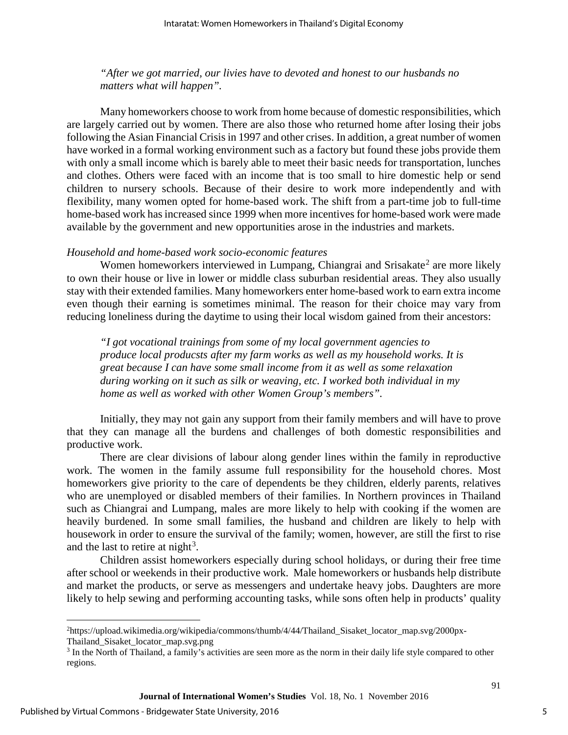*"After we got married, our livies have to devoted and honest to our husbands no matters what will happen".*

Many homeworkers choose to work from home because of domestic responsibilities, which are largely carried out by women. There are also those who returned home after losing their jobs following the Asian Financial Crisis in 1997 and other crises. In addition, a great number of women have worked in a formal working environment such as a factory but found these jobs provide them with only a small income which is barely able to meet their basic needs for transportation, lunches and clothes. Others were faced with an income that is too small to hire domestic help or send children to nursery schools. Because of their desire to work more independently and with flexibility, many women opted for home-based work. The shift from a part-time job to full-time home-based work has increased since 1999 when more incentives for home-based work were made available by the government and new opportunities arose in the industries and markets.

*Household and home-based work socio-economic features*

Women homeworkers interviewed in Lumpang, Chiangrai and Srisakate[2] are more likely to own their house or live in lower or middle class suburban residential areas. They also usually stay with their extended families. Many homeworkers enter home-based work to earn extra income even though their earning is sometimes minimal. The reason for their choice may vary from reducing loneliness during the daytime to using their local wisdom gained from their ancestors:

*"I got vocational trainings from some of my local government agencies to produce local producsts after my farm works as well as my household works. It is great because I can have some small income from it as well as some relaxation during working on it such as silk or weaving, etc. I worked both individual in my home as well as worked with other Women Group's members".*

Initially, they may not gain any support from their family members and will have to prove that they can manage all the burdens and challenges of both domestic responsibilities and productive work.

There are clear divisions of labour along gender lines within the family in reproductive work. The women in the family assume full responsibility for the household chores. Most homeworkers give priority to the care of dependents be they children, elderly parents, relatives who are unemployed or disabled members of their families. In Northern provinces in Thailand such as Chiangrai and Lumpang, males are more likely to help with cooking if the women are heavily burdened. In some small families, the husband and children are likely to help with housework in order to ensure the survival of the family; women, however, are still the first to rise and the last to retire at night[3].

Children assist homeworkers especially during school holidays, or during their free time after school or weekends in their productive work. Male homeworkers or husbands help distribute and market the products, or serve as messengers and undertake heavy jobs. Daughters are more likely to help sewing and performing accounting tasks, while sons often help in products' quality

---

[2]https://upload.wikimedia.org/wikipedia/commons/thumb/4/44/Thailand_Sisaket_locator_map.svg/2000px-Thailand_Sisaket_locator_map.svg.png

[3] In the North of Thailand, a family's activities are seen more as the norm in their daily life style compared to other regions.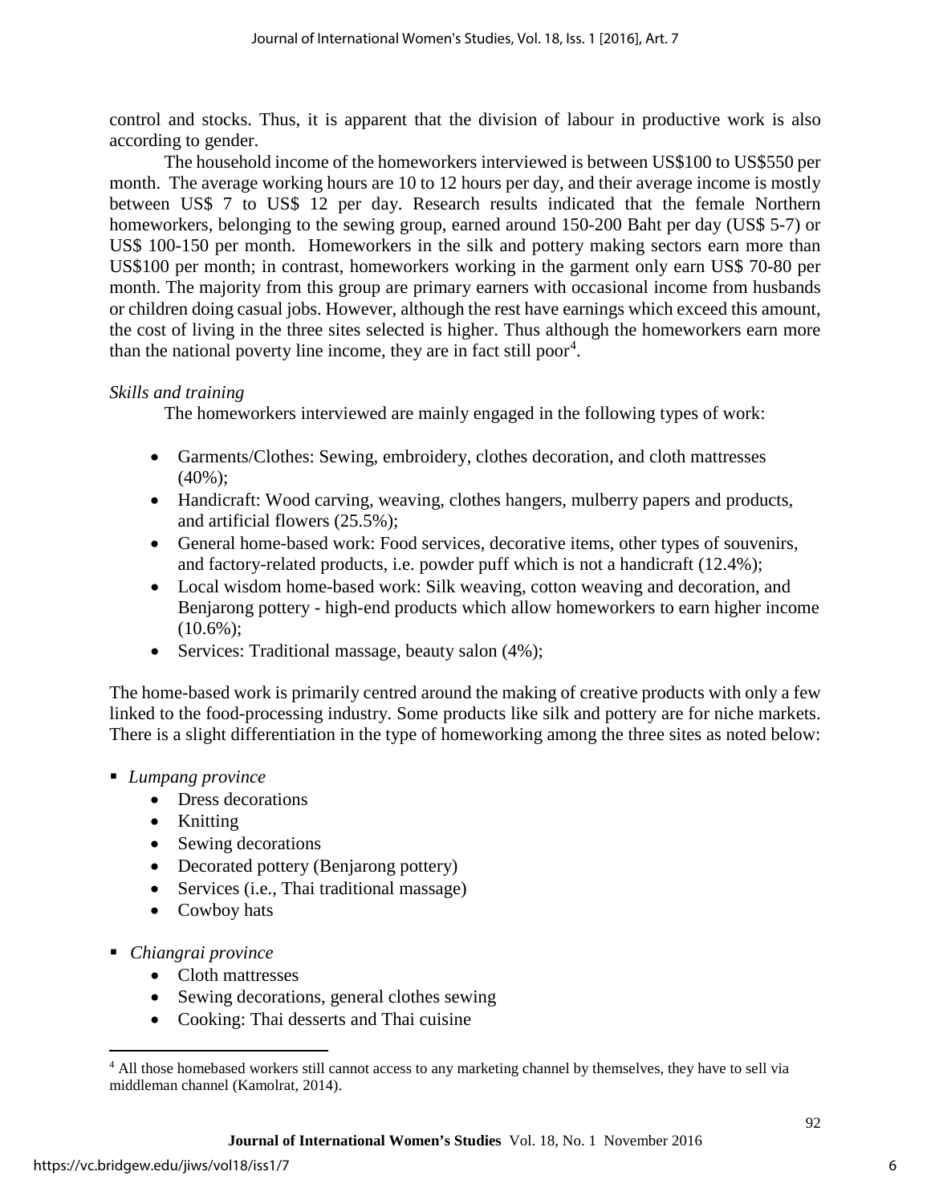control and stocks. Thus, it is apparent that the division of labour in productive work is also according to gender.

The household income of the homeworkers interviewed is between US$100 to US$550 per month. The average working hours are 10 to 12 hours per day, and their average income is mostly between US$ 7 to US$ 12 per day. Research results indicated that the female Northern homeworkers, belonging to the sewing group, earned around 150-200 Baht per day (US$ 5-7) or US$ 100-150 per month. Homeworkers in the silk and pottery making sectors earn more than US$100 per month; in contrast, homeworkers working in the garment only earn US$ 70-80 per month. The majority from this group are primary earners with occasional income from husbands or children doing casual jobs. However, although the rest have earnings which exceed this amount, the cost of living in the three sites selected is higher. Thus although the homeworkers earn more than the national poverty line income, they are in fact still poor[4].

*Skills and training*

The homeworkers interviewed are mainly engaged in the following types of work:

- Garments/Clothes: Sewing, embroidery, clothes decoration, and cloth mattresses (40%);
- Handicraft: Wood carving, weaving, clothes hangers, mulberry papers and products, and artificial flowers (25.5%);
- General home-based work: Food services, decorative items, other types of souvenirs, and factory-related products, i.e. powder puff which is not a handicraft (12.4%);
- Local wisdom home-based work: Silk weaving, cotton weaving and decoration, and Benjarong pottery - high-end products which allow homeworkers to earn higher income (10.6%);
- Services: Traditional massage, beauty salon (4%);

The home-based work is primarily centred around the making of creative products with only a few linked to the food-processing industry. Some products like silk and pottery are for niche markets. There is a slight differentiation in the type of homeworking among the three sites as noted below:

- *Lumpang province*
  - Dress decorations
  - Knitting
  - Sewing decorations
  - Decorated pottery (Benjarong pottery)
  - Services (i.e., Thai traditional massage)
  - Cowboy hats
- *Chiangrai province*
  - Cloth mattresses
  - Sewing decorations, general clothes sewing
  - Cooking: Thai desserts and Thai cuisine

[4] All those homebased workers still cannot access to any marketing channel by themselves, they have to sell via middleman channel (Kamolrat, 2014).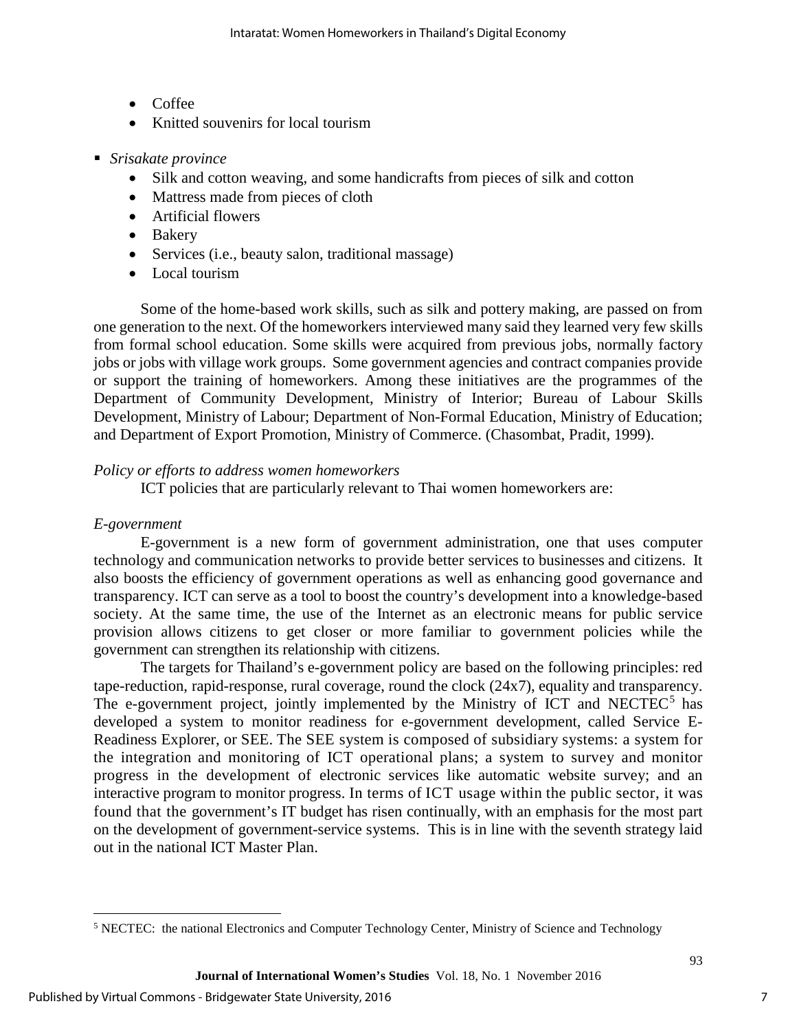- Coffee
- Knitted souvenirs for local tourism

- *Srisakate province*
  - Silk and cotton weaving, and some handicrafts from pieces of silk and cotton
  - Mattress made from pieces of cloth
  - Artificial flowers
  - Bakery
  - Services (i.e., beauty salon, traditional massage)
  - Local tourism

Some of the home-based work skills, such as silk and pottery making, are passed on from one generation to the next. Of the homeworkers interviewed many said they learned very few skills from formal school education. Some skills were acquired from previous jobs, normally factory jobs or jobs with village work groups. Some government agencies and contract companies provide or support the training of homeworkers. Among these initiatives are the programmes of the Department of Community Development, Ministry of Interior; Bureau of Labour Skills Development, Ministry of Labour; Department of Non-Formal Education, Ministry of Education; and Department of Export Promotion, Ministry of Commerce. (Chasombat, Pradit, 1999).

*Policy or efforts to address women homeworkers*

ICT policies that are particularly relevant to Thai women homeworkers are:

*E-government*

E-government is a new form of government administration, one that uses computer technology and communication networks to provide better services to businesses and citizens. It also boosts the efficiency of government operations as well as enhancing good governance and transparency. ICT can serve as a tool to boost the country's development into a knowledge-based society. At the same time, the use of the Internet as an electronic means for public service provision allows citizens to get closer or more familiar to government policies while the government can strengthen its relationship with citizens.

The targets for Thailand's e-government policy are based on the following principles: red tape-reduction, rapid-response, rural coverage, round the clock (24x7), equality and transparency. The e-government project, jointly implemented by the Ministry of ICT and NECTEC[5] has developed a system to monitor readiness for e-government development, called Service E-Readiness Explorer, or SEE. The SEE system is composed of subsidiary systems: a system for the integration and monitoring of ICT operational plans; a system to survey and monitor progress in the development of electronic services like automatic website survey; and an interactive program to monitor progress. In terms of ICT usage within the public sector, it was found that the government's IT budget has risen continually, with an emphasis for the most part on the development of government-service systems. This is in line with the seventh strategy laid out in the national ICT Master Plan.

[5] NECTEC: the national Electronics and Computer Technology Center, Ministry of Science and Technology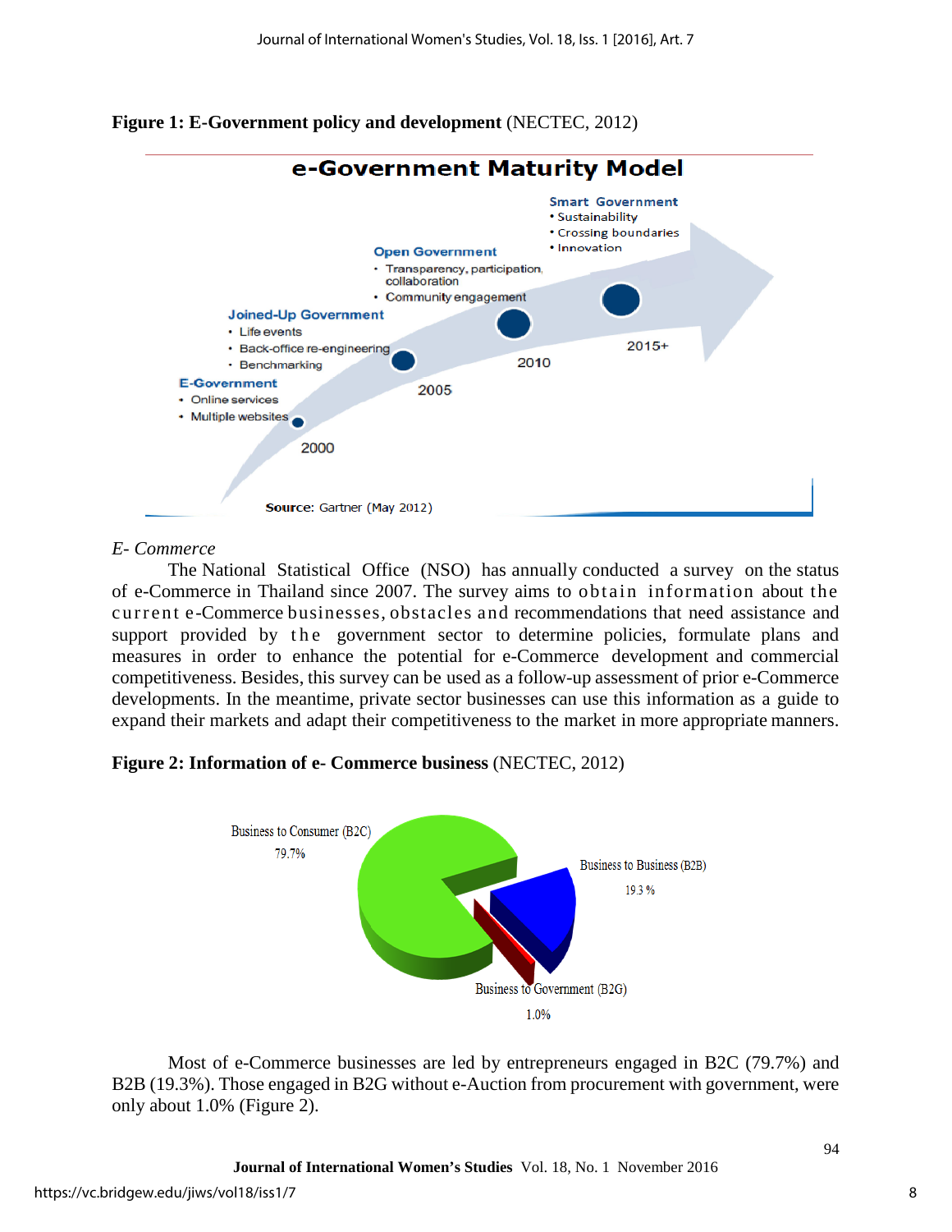**Figure 1: E-Government policy and development** (NECTEC, 2012)

*E- Commerce*

The National Statistical Office (NSO) has annually conducted a survey on the status of e-Commerce in Thailand since 2007. The survey aims to obtain information about the current e-Commerce businesses, obstacles and recommendations that need assistance and support provided by the government sector to determine policies, formulate plans and measures in order to enhance the potential for e-Commerce development and commercial competitiveness. Besides, this survey can be used as a follow-up assessment of prior e-Commerce developments. In the meantime, private sector businesses can use this information as a guide to expand their markets and adapt their competitiveness to the market in more appropriate manners.

**Figure 2: Information of e- Commerce business** (NECTEC, 2012)

Most of e-Commerce businesses are led by entrepreneurs engaged in B2C (79.7%) and B2B (19.3%). Those engaged in B2G without e-Auction from procurement with government, were only about 1.0% (Figure 2).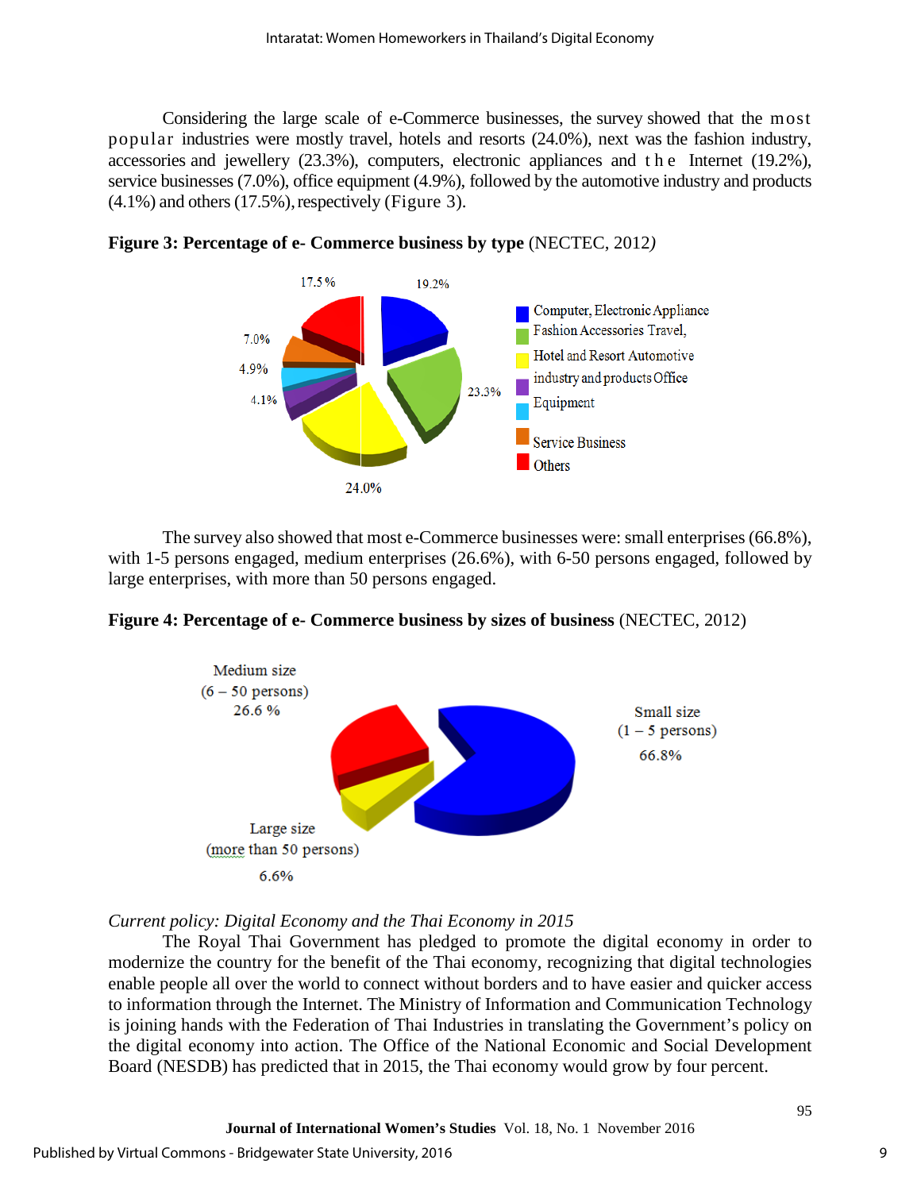Considering the large scale of e-Commerce businesses, the survey showed that the most popular industries were mostly travel, hotels and resorts (24.0%), next was the fashion industry, accessories and jewellery (23.3%), computers, electronic appliances and the Internet (19.2%), service businesses (7.0%), office equipment (4.9%), followed by the automotive industry and products (4.1%) and others (17.5%), respectively (Figure 3).

**Figure 3: Percentage of e- Commerce business by type** (NECTEC, 2012)

The survey also showed that most e-Commerce businesses were: small enterprises (66.8%), with 1-5 persons engaged, medium enterprises (26.6%), with 6-50 persons engaged, followed by large enterprises, with more than 50 persons engaged.

**Figure 4: Percentage of e- Commerce business by sizes of business** (NECTEC, 2012)

*Current policy: Digital Economy and the Thai Economy in 2015*

The Royal Thai Government has pledged to promote the digital economy in order to modernize the country for the benefit of the Thai economy, recognizing that digital technologies enable people all over the world to connect without borders and to have easier and quicker access to information through the Internet. The Ministry of Information and Communication Technology is joining hands with the Federation of Thai Industries in translating the Government's policy on the digital economy into action. The Office of the National Economic and Social Development Board (NESDB) has predicted that in 2015, the Thai economy would grow by four percent.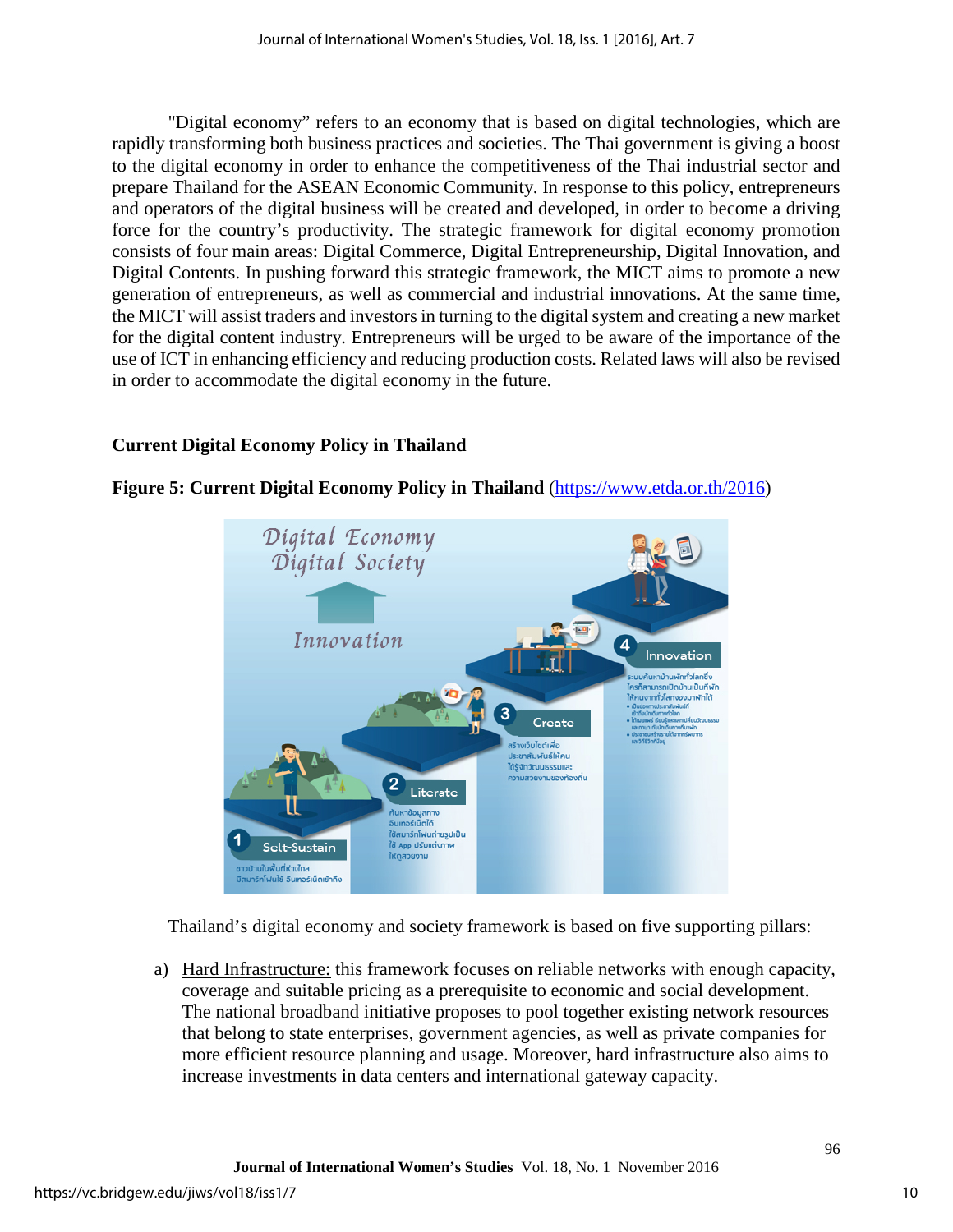"Digital economy" refers to an economy that is based on digital technologies, which are rapidly transforming both business practices and societies. The Thai government is giving a boost to the digital economy in order to enhance the competitiveness of the Thai industrial sector and prepare Thailand for the ASEAN Economic Community. In response to this policy, entrepreneurs and operators of the digital business will be created and developed, in order to become a driving force for the country's productivity. The strategic framework for digital economy promotion consists of four main areas: Digital Commerce, Digital Entrepreneurship, Digital Innovation, and Digital Contents. In pushing forward this strategic framework, the MICT aims to promote a new generation of entrepreneurs, as well as commercial and industrial innovations. At the same time, the MICT will assist traders and investors in turning to the digital system and creating a new market for the digital content industry. Entrepreneurs will be urged to be aware of the importance of the use of ICT in enhancing efficiency and reducing production costs. Related laws will also be revised in order to accommodate the digital economy in the future.

**Current Digital Economy Policy in Thailand**

**Figure 5: Current Digital Economy Policy in Thailand** (https://www.etda.or.th/2016)

Thailand's digital economy and society framework is based on five supporting pillars:

a) Hard Infrastructure: this framework focuses on reliable networks with enough capacity, coverage and suitable pricing as a prerequisite to economic and social development. The national broadband initiative proposes to pool together existing network resources that belong to state enterprises, government agencies, as well as private companies for more efficient resource planning and usage. Moreover, hard infrastructure also aims to increase investments in data centers and international gateway capacity.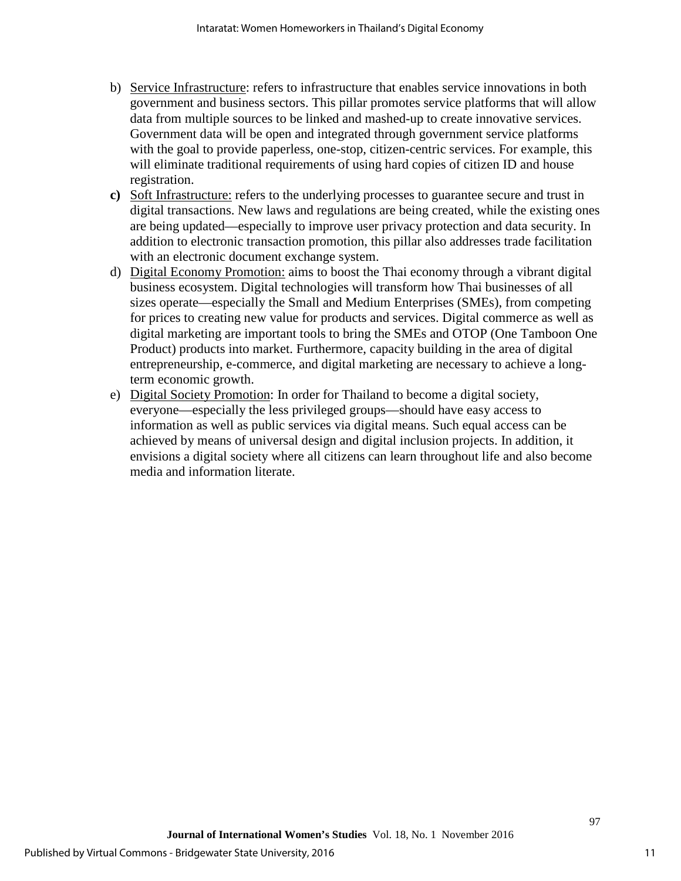b) Service Infrastructure: refers to infrastructure that enables service innovations in both government and business sectors. This pillar promotes service platforms that will allow data from multiple sources to be linked and mashed-up to create innovative services. Government data will be open and integrated through government service platforms with the goal to provide paperless, one-stop, citizen-centric services. For example, this will eliminate traditional requirements of using hard copies of citizen ID and house registration.

**c)** Soft Infrastructure: refers to the underlying processes to guarantee secure and trust in digital transactions. New laws and regulations are being created, while the existing ones are being updated—especially to improve user privacy protection and data security. In addition to electronic transaction promotion, this pillar also addresses trade facilitation with an electronic document exchange system.

d) Digital Economy Promotion: aims to boost the Thai economy through a vibrant digital business ecosystem. Digital technologies will transform how Thai businesses of all sizes operate—especially the Small and Medium Enterprises (SMEs), from competing for prices to creating new value for products and services. Digital commerce as well as digital marketing are important tools to bring the SMEs and OTOP (One Tamboon One Product) products into market. Furthermore, capacity building in the area of digital entrepreneurship, e-commerce, and digital marketing are necessary to achieve a long-term economic growth.

e) Digital Society Promotion: In order for Thailand to become a digital society, everyone—especially the less privileged groups—should have easy access to information as well as public services via digital means. Such equal access can be achieved by means of universal design and digital inclusion projects. In addition, it envisions a digital society where all citizens can learn throughout life and also become media and information literate.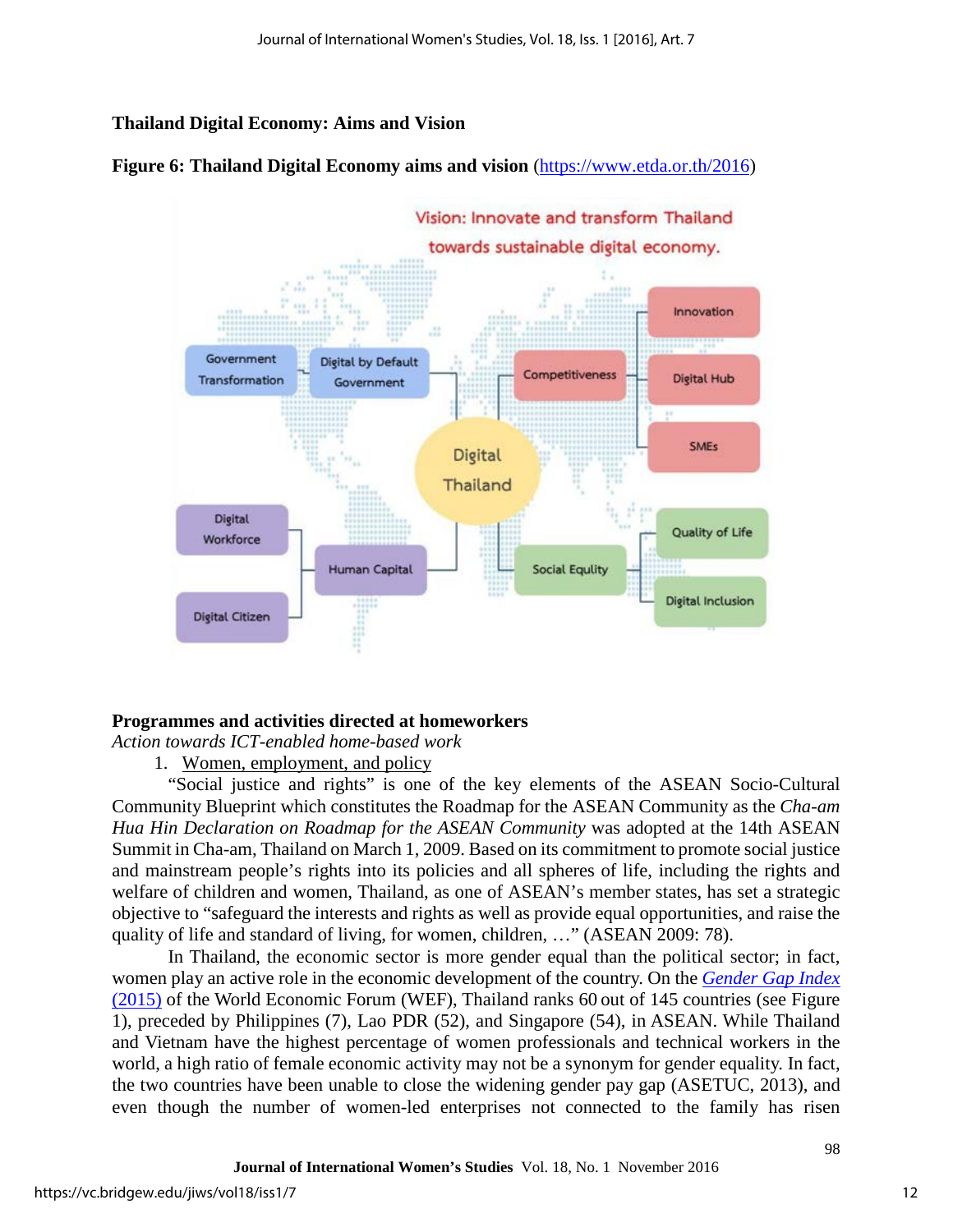**Thailand Digital Economy: Aims and Vision**

**Figure 6: Thailand Digital Economy aims and vision** (https://www.etda.or.th/2016)

**Programmes and activities directed at homeworkers**

*Action towards ICT-enabled home-based work*

1. Women, employment, and policy

"Social justice and rights" is one of the key elements of the ASEAN Socio-Cultural Community Blueprint which constitutes the Roadmap for the ASEAN Community as the *Cha-am Hua Hin Declaration on Roadmap for the ASEAN Community* was adopted at the 14th ASEAN Summit in Cha-am, Thailand on March 1, 2009. Based on its commitment to promote social justice and mainstream people's rights into its policies and all spheres of life, including the rights and welfare of children and women, Thailand, as one of ASEAN's member states, has set a strategic objective to "safeguard the interests and rights as well as provide equal opportunities, and raise the quality of life and standard of living, for women, children, …" (ASEAN 2009: 78).

In Thailand, the economic sector is more gender equal than the political sector; in fact, women play an active role in the economic development of the country. On the *Gender Gap Index (2015)* of the World Economic Forum (WEF), Thailand ranks 60 out of 145 countries (see Figure 1), preceded by Philippines (7), Lao PDR (52), and Singapore (54), in ASEAN. While Thailand and Vietnam have the highest percentage of women professionals and technical workers in the world, a high ratio of female economic activity may not be a synonym for gender equality. In fact, the two countries have been unable to close the widening gender pay gap (ASETUC, 2013), and even though the number of women-led enterprises not connected to the family has risen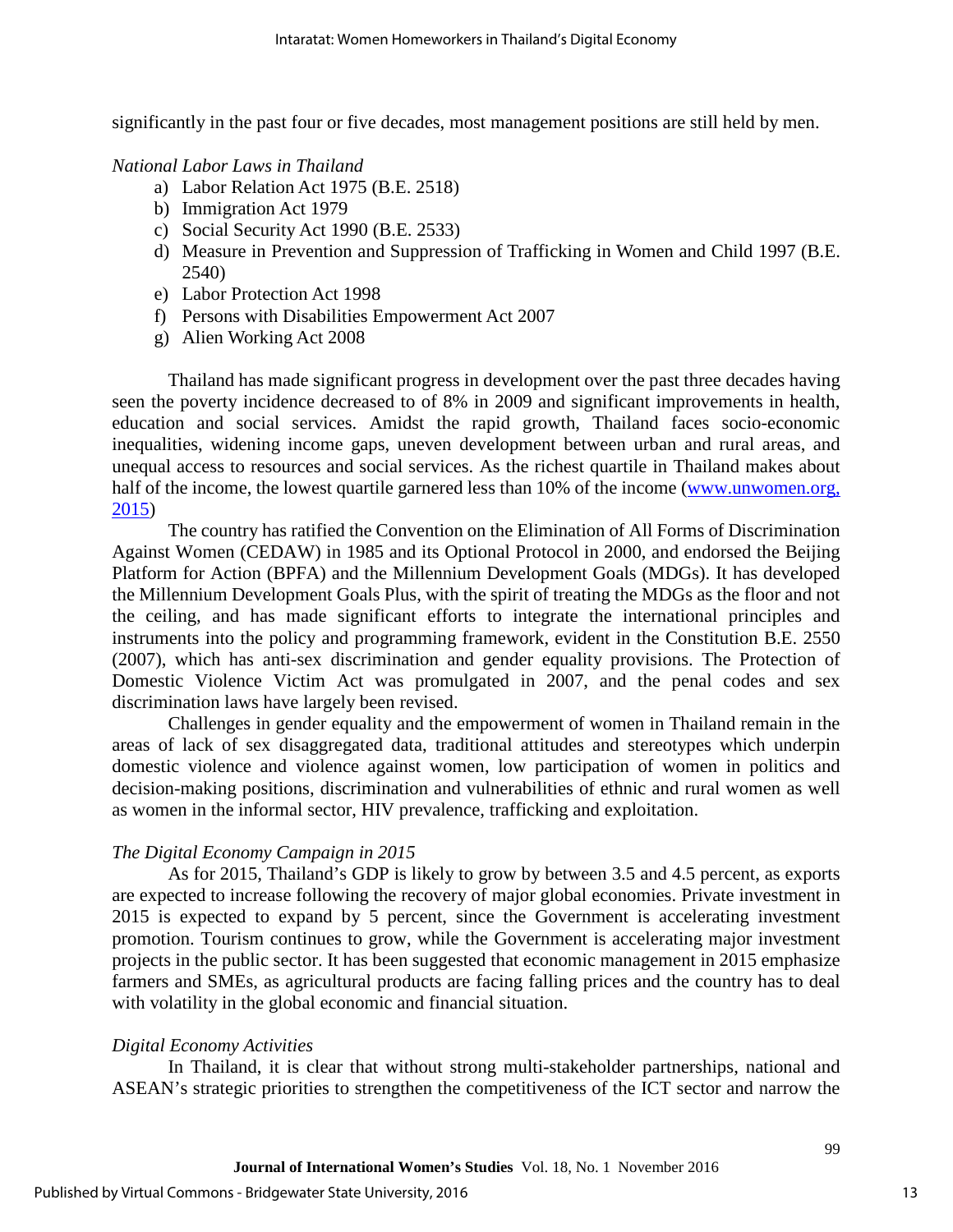significantly in the past four or five decades, most management positions are still held by men.

*National Labor Laws in Thailand*

a) Labor Relation Act 1975 (B.E. 2518)
b) Immigration Act 1979
c) Social Security Act 1990 (B.E. 2533)
d) Measure in Prevention and Suppression of Trafficking in Women and Child 1997 (B.E. 2540)
e) Labor Protection Act 1998
f) Persons with Disabilities Empowerment Act 2007
g) Alien Working Act 2008

Thailand has made significant progress in development over the past three decades having seen the poverty incidence decreased to of 8% in 2009 and significant improvements in health, education and social services. Amidst the rapid growth, Thailand faces socio-economic inequalities, widening income gaps, uneven development between urban and rural areas, and unequal access to resources and social services. As the richest quartile in Thailand makes about half of the income, the lowest quartile garnered less than 10% of the income ([www.unwomen.org, 2015](www.unwomen.org))

The country has ratified the Convention on the Elimination of All Forms of Discrimination Against Women (CEDAW) in 1985 and its Optional Protocol in 2000, and endorsed the Beijing Platform for Action (BPFA) and the Millennium Development Goals (MDGs). It has developed the Millennium Development Goals Plus, with the spirit of treating the MDGs as the floor and not the ceiling, and has made significant efforts to integrate the international principles and instruments into the policy and programming framework, evident in the Constitution B.E. 2550 (2007), which has anti-sex discrimination and gender equality provisions. The Protection of Domestic Violence Victim Act was promulgated in 2007, and the penal codes and sex discrimination laws have largely been revised.

Challenges in gender equality and the empowerment of women in Thailand remain in the areas of lack of sex disaggregated data, traditional attitudes and stereotypes which underpin domestic violence and violence against women, low participation of women in politics and decision-making positions, discrimination and vulnerabilities of ethnic and rural women as well as women in the informal sector, HIV prevalence, trafficking and exploitation.

*The Digital Economy Campaign in 2015*

As for 2015, Thailand's GDP is likely to grow by between 3.5 and 4.5 percent, as exports are expected to increase following the recovery of major global economies. Private investment in 2015 is expected to expand by 5 percent, since the Government is accelerating investment promotion. Tourism continues to grow, while the Government is accelerating major investment projects in the public sector. It has been suggested that economic management in 2015 emphasize farmers and SMEs, as agricultural products are facing falling prices and the country has to deal with volatility in the global economic and financial situation.

*Digital Economy Activities*

In Thailand, it is clear that without strong multi-stakeholder partnerships, national and ASEAN's strategic priorities to strengthen the competitiveness of the ICT sector and narrow the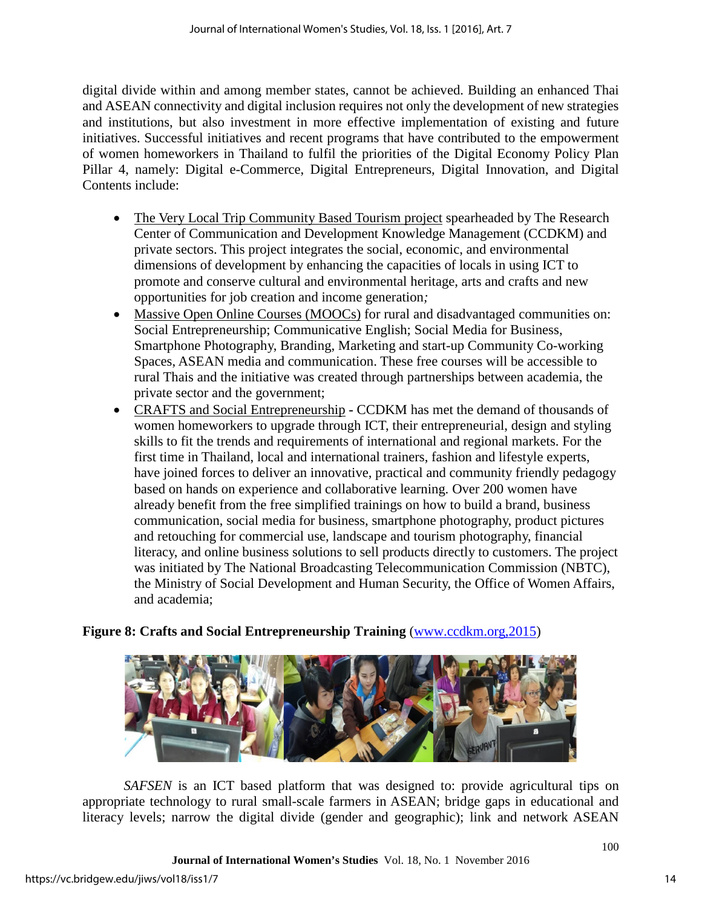digital divide within and among member states, cannot be achieved. Building an enhanced Thai and ASEAN connectivity and digital inclusion requires not only the development of new strategies and institutions, but also investment in more effective implementation of existing and future initiatives. Successful initiatives and recent programs that have contributed to the empowerment of women homeworkers in Thailand to fulfil the priorities of the Digital Economy Policy Plan Pillar 4, namely: Digital e-Commerce, Digital Entrepreneurs, Digital Innovation, and Digital Contents include:

- The Very Local Trip Community Based Tourism project spearheaded by The Research Center of Communication and Development Knowledge Management (CCDKM) and private sectors. This project integrates the social, economic, and environmental dimensions of development by enhancing the capacities of locals in using ICT to promote and conserve cultural and environmental heritage, arts and crafts and new opportunities for job creation and income generation*;*
- Massive Open Online Courses (MOOCs) for rural and disadvantaged communities on: Social Entrepreneurship; Communicative English; Social Media for Business, Smartphone Photography, Branding, Marketing and start-up Community Co-working Spaces, ASEAN media and communication. These free courses will be accessible to rural Thais and the initiative was created through partnerships between academia, the private sector and the government;
- CRAFTS and Social Entrepreneurship **-** CCDKM has met the demand of thousands of women homeworkers to upgrade through ICT, their entrepreneurial, design and styling skills to fit the trends and requirements of international and regional markets. For the first time in Thailand, local and international trainers, fashion and lifestyle experts, have joined forces to deliver an innovative, practical and community friendly pedagogy based on hands on experience and collaborative learning. Over 200 women have already benefit from the free simplified trainings on how to build a brand, business communication, social media for business, smartphone photography, product pictures and retouching for commercial use, landscape and tourism photography, financial literacy, and online business solutions to sell products directly to customers. The project was initiated by The National Broadcasting Telecommunication Commission (NBTC), the Ministry of Social Development and Human Security, the Office of Women Affairs, and academia;

**Figure 8: Crafts and Social Entrepreneurship Training** (www.ccdkm.org,2015)

*SAFSEN* is an ICT based platform that was designed to: provide agricultural tips on appropriate technology to rural small-scale farmers in ASEAN; bridge gaps in educational and literacy levels; narrow the digital divide (gender and geographic); link and network ASEAN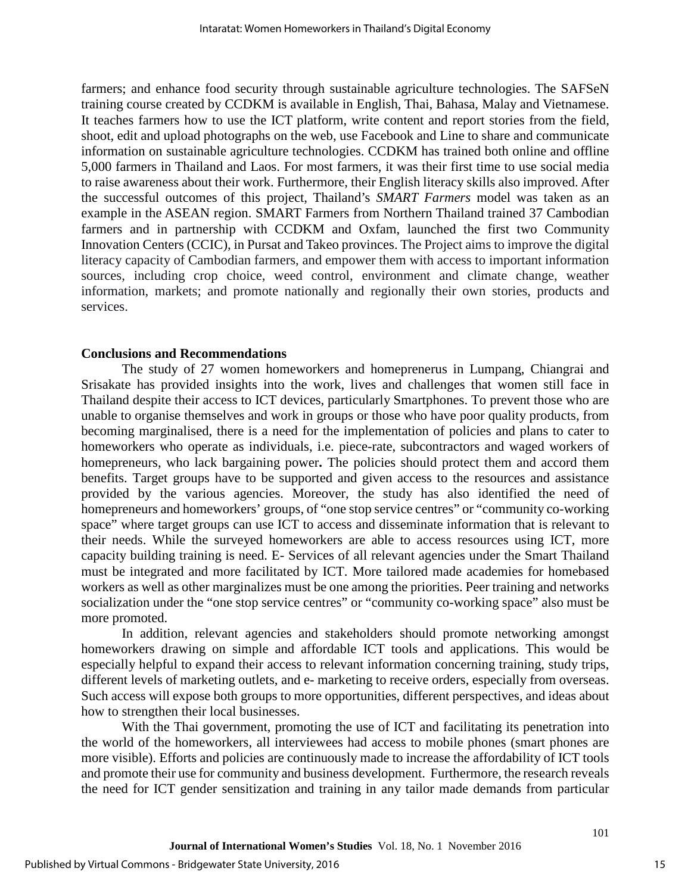farmers; and enhance food security through sustainable agriculture technologies. The SAFSeN training course created by CCDKM is available in English, Thai, Bahasa, Malay and Vietnamese. It teaches farmers how to use the ICT platform, write content and report stories from the field, shoot, edit and upload photographs on the web, use Facebook and Line to share and communicate information on sustainable agriculture technologies. CCDKM has trained both online and offline 5,000 farmers in Thailand and Laos. For most farmers, it was their first time to use social media to raise awareness about their work. Furthermore, their English literacy skills also improved. After the successful outcomes of this project, Thailand's *SMART Farmers* model was taken as an example in the ASEAN region. SMART Farmers from Northern Thailand trained 37 Cambodian farmers and in partnership with CCDKM and Oxfam, launched the first two Community Innovation Centers (CCIC), in Pursat and Takeo provinces. The Project aims to improve the digital literacy capacity of Cambodian farmers, and empower them with access to important information sources, including crop choice, weed control, environment and climate change, weather information, markets; and promote nationally and regionally their own stories, products and services.

## Conclusions and Recommendations

The study of 27 women homeworkers and homeprenerus in Lumpang, Chiangrai and Srisakate has provided insights into the work, lives and challenges that women still face in Thailand despite their access to ICT devices, particularly Smartphones. To prevent those who are unable to organise themselves and work in groups or those who have poor quality products, from becoming marginalised, there is a need for the implementation of policies and plans to cater to homeworkers who operate as individuals, i.e. piece-rate, subcontractors and waged workers of homepreneurs, who lack bargaining power**.** The policies should protect them and accord them benefits. Target groups have to be supported and given access to the resources and assistance provided by the various agencies. Moreover, the study has also identified the need of homepreneurs and homeworkers' groups, of "one stop service centres" or "community co-working space" where target groups can use ICT to access and disseminate information that is relevant to their needs. While the surveyed homeworkers are able to access resources using ICT, more capacity building training is need. E- Services of all relevant agencies under the Smart Thailand must be integrated and more facilitated by ICT. More tailored made academies for homebased workers as well as other marginalizes must be one among the priorities. Peer training and networks socialization under the "one stop service centres" or "community co-working space" also must be more promoted.

In addition, relevant agencies and stakeholders should promote networking amongst homeworkers drawing on simple and affordable ICT tools and applications. This would be especially helpful to expand their access to relevant information concerning training, study trips, different levels of marketing outlets, and e- marketing to receive orders, especially from overseas. Such access will expose both groups to more opportunities, different perspectives, and ideas about how to strengthen their local businesses.

With the Thai government, promoting the use of ICT and facilitating its penetration into the world of the homeworkers, all interviewees had access to mobile phones (smart phones are more visible). Efforts and policies are continuously made to increase the affordability of ICT tools and promote their use for community and business development. Furthermore, the research reveals the need for ICT gender sensitization and training in any tailor made demands from particular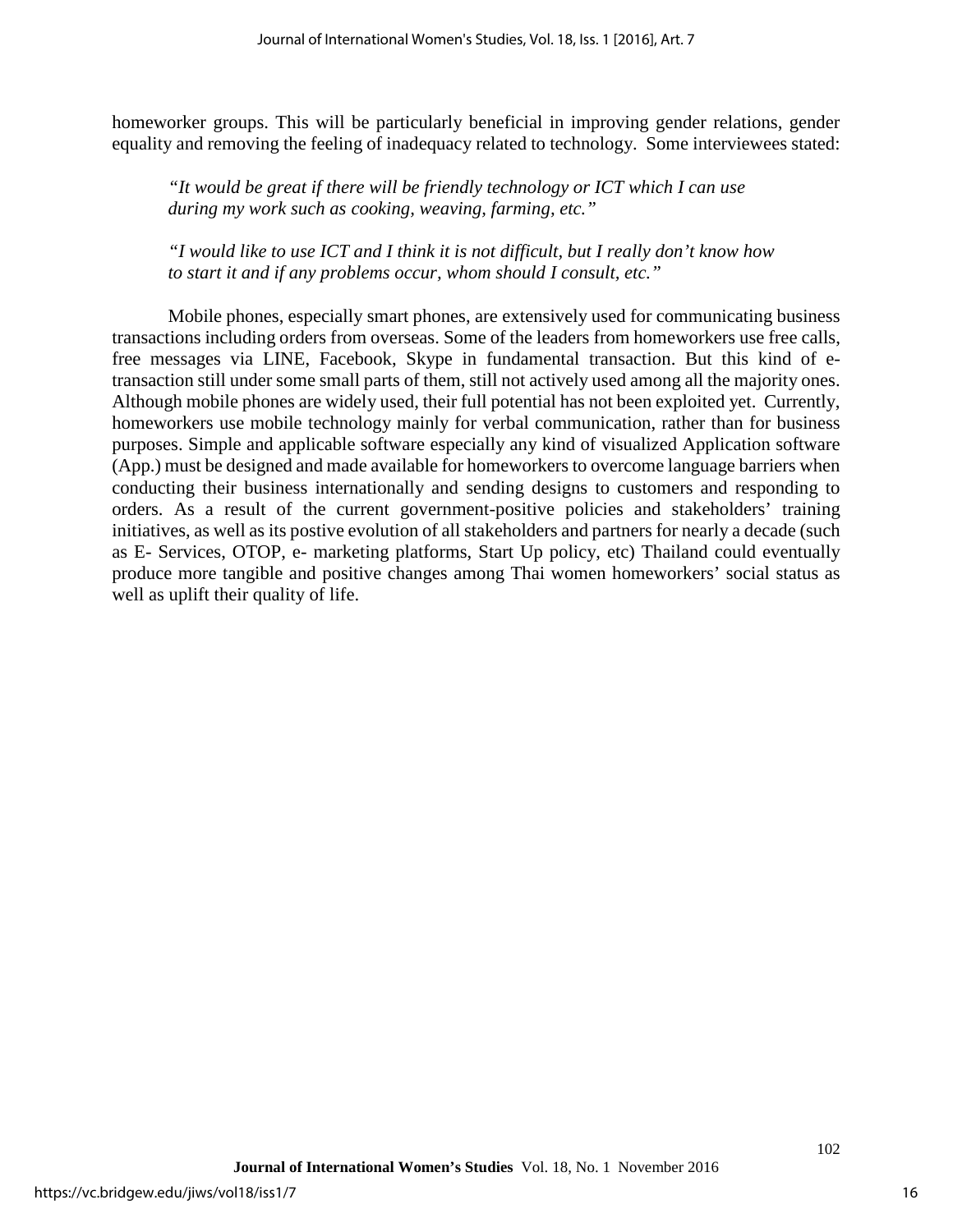homeworker groups. This will be particularly beneficial in improving gender relations, gender equality and removing the feeling of inadequacy related to technology. Some interviewees stated:

> *"It would be great if there will be friendly technology or ICT which I can use during my work such as cooking, weaving, farming, etc."*
>
> *"I would like to use ICT and I think it is not difficult, but I really don't know how to start it and if any problems occur, whom should I consult, etc."*

Mobile phones, especially smart phones, are extensively used for communicating business transactions including orders from overseas. Some of the leaders from homeworkers use free calls, free messages via LINE, Facebook, Skype in fundamental transaction. But this kind of e-transaction still under some small parts of them, still not actively used among all the majority ones. Although mobile phones are widely used, their full potential has not been exploited yet. Currently, homeworkers use mobile technology mainly for verbal communication, rather than for business purposes. Simple and applicable software especially any kind of visualized Application software (App.) must be designed and made available for homeworkers to overcome language barriers when conducting their business internationally and sending designs to customers and responding to orders. As a result of the current government-positive policies and stakeholders' training initiatives, as well as its postive evolution of all stakeholders and partners for nearly a decade (such as E- Services, OTOP, e- marketing platforms, Start Up policy, etc) Thailand could eventually produce more tangible and positive changes among Thai women homeworkers' social status as well as uplift their quality of life.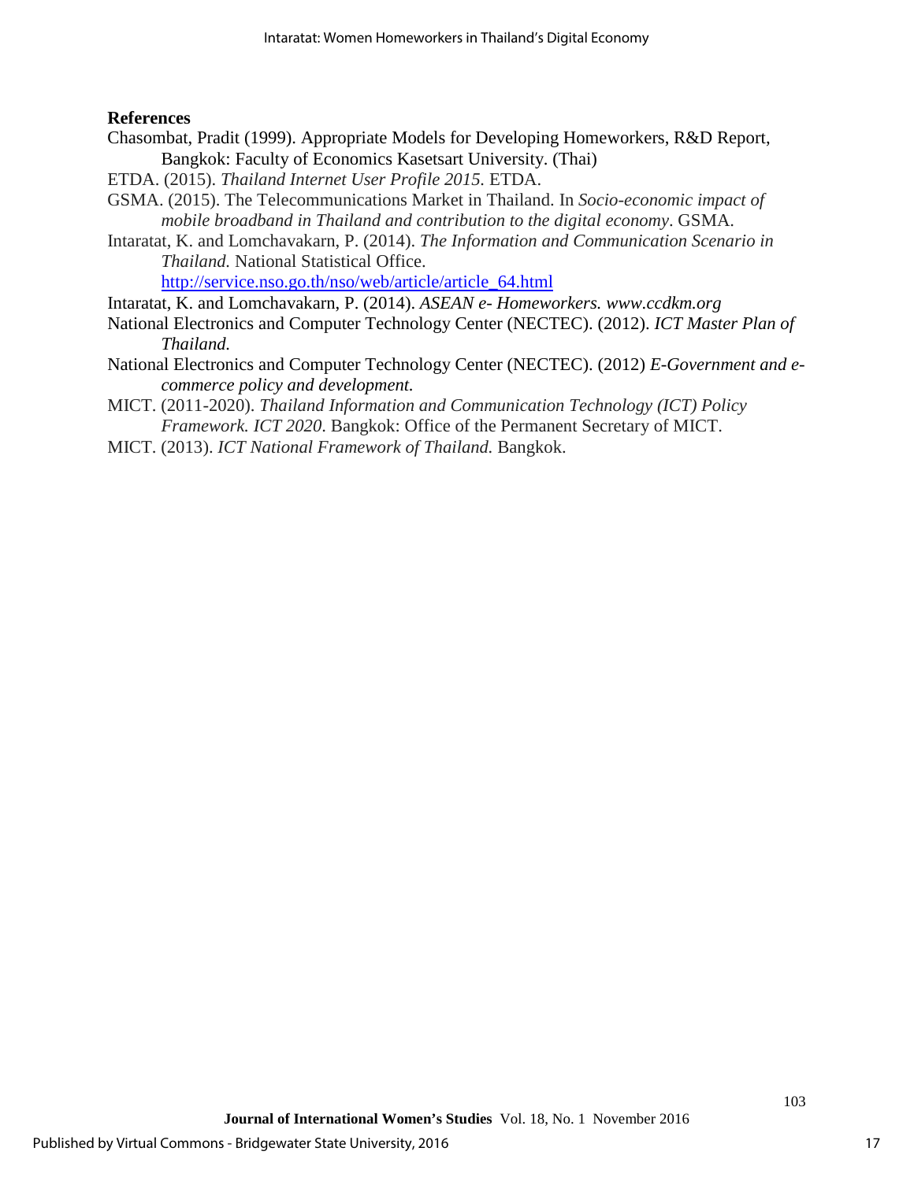## References

Chasombat, Pradit (1999). Appropriate Models for Developing Homeworkers, R&D Report, Bangkok: Faculty of Economics Kasetsart University. (Thai)

ETDA. (2015). *Thailand Internet User Profile 2015.* ETDA.

GSMA. (2015). The Telecommunications Market in Thailand. In *Socio-economic impact of mobile broadband in Thailand and contribution to the digital economy*. GSMA.

Intaratat, K. and Lomchavakarn, P. (2014). *The Information and Communication Scenario in Thailand.* National Statistical Office. http://service.nso.go.th/nso/web/article/article_64.html

Intaratat, K. and Lomchavakarn, P. (2014). *ASEAN e- Homeworkers. www.ccdkm.org*

National Electronics and Computer Technology Center (NECTEC). (2012). *ICT Master Plan of Thailand.*

National Electronics and Computer Technology Center (NECTEC). (2012) *E-Government and e-commerce policy and development.*

MICT. (2011-2020). *Thailand Information and Communication Technology (ICT) Policy Framework. ICT 2020*. Bangkok: Office of the Permanent Secretary of MICT.

MICT. (2013). *ICT National Framework of Thailand.* Bangkok.